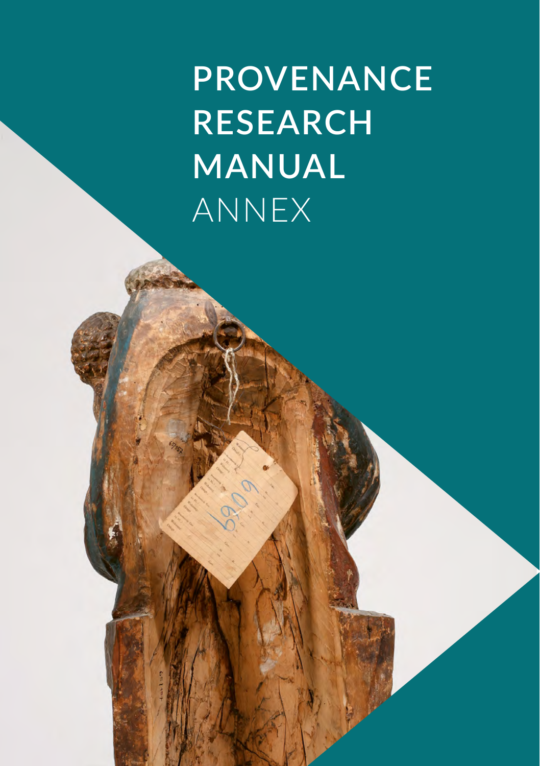# PROVENANCE RESEARCH MANUAL

ANNEX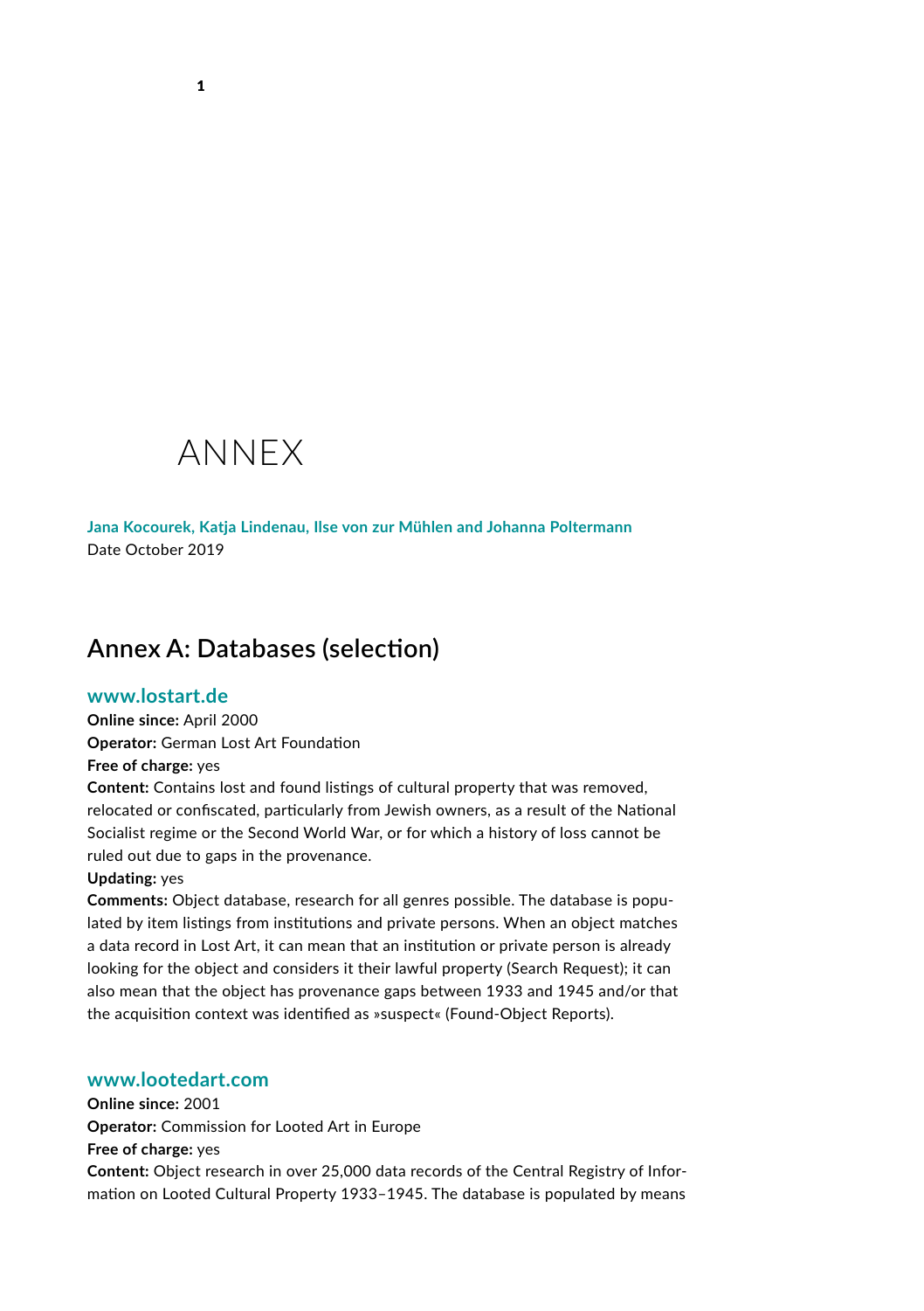# ANNEX

**Jana Kocourek, Katja Lindenau, Ilse von zur Mühlen and Johanna Poltermann**
Date October 2019

## Annex A: Databases (selection)

### www.lostart.de

**Online since:** April 2000
**Operator:** German Lost Art Foundation
**Free of charge:** yes
**Content:** Contains lost and found listings of cultural property that was removed, relocated or confiscated, particularly from Jewish owners, as a result of the National Socialist regime or the Second World War, or for which a history of loss cannot be ruled out due to gaps in the provenance.
**Updating:** yes
**Comments:** Object database, research for all genres possible. The database is populated by item listings from institutions and private persons. When an object matches a data record in Lost Art, it can mean that an institution or private person is already looking for the object and considers it their lawful property (Search Request); it can also mean that the object has provenance gaps between 1933 and 1945 and/or that the acquisition context was identified as »suspect« (Found-Object Reports).

### www.lootedart.com

**Online since:** 2001
**Operator:** Commission for Looted Art in Europe
**Free of charge:** yes
**Content:** Object research in over 25,000 data records of the Central Registry of Information on Looted Cultural Property 1933–1945. The database is populated by means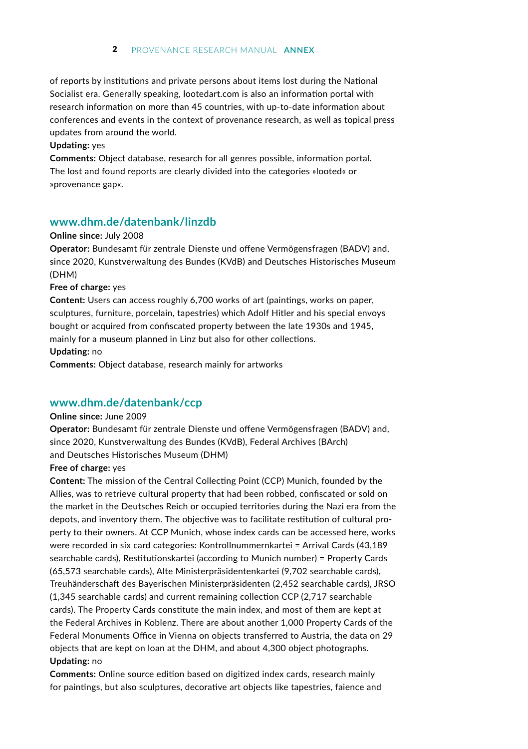of reports by institutions and private persons about items lost during the National Socialist era. Generally speaking, lootedart.com is also an information portal with research information on more than 45 countries, with up-to-date information about conferences and events in the context of provenance research, as well as topical press updates from around the world.

**Updating:** yes

**Comments:** Object database, research for all genres possible, information portal. The lost and found reports are clearly divided into the categories »looted« or »provenance gap«.

## www.dhm.de/datenbank/linzdb

**Online since:** July 2008

**Operator:** Bundesamt für zentrale Dienste und offene Vermögensfragen (BADV) and, since 2020, Kunstverwaltung des Bundes (KVdB) and Deutsches Historisches Museum (DHM)

**Free of charge:** yes

**Content:** Users can access roughly 6,700 works of art (paintings, works on paper, sculptures, furniture, porcelain, tapestries) which Adolf Hitler and his special envoys bought or acquired from confiscated property between the late 1930s and 1945, mainly for a museum planned in Linz but also for other collections.

**Updating:** no

**Comments:** Object database, research mainly for artworks

## www.dhm.de/datenbank/ccp

**Online since:** June 2009

**Operator:** Bundesamt für zentrale Dienste und offene Vermögensfragen (BADV) and, since 2020, Kunstverwaltung des Bundes (KVdB), Federal Archives (BArch) and Deutsches Historisches Museum (DHM)

**Free of charge:** yes

**Content:** The mission of the Central Collecting Point (CCP) Munich, founded by the Allies, was to retrieve cultural property that had been robbed, confiscated or sold on the market in the Deutsches Reich or occupied territories during the Nazi era from the depots, and inventory them. The objective was to facilitate restitution of cultural property to their owners. At CCP Munich, whose index cards can be accessed here, works were recorded in six card categories: Kontrollnummernkartei = Arrival Cards (43,189 searchable cards), Restitutionskartei (according to Munich number) = Property Cards (65,573 searchable cards), Alte Ministerpräsidentenkartei (9,702 searchable cards), Treuhänderschaft des Bayerischen Ministerpräsidenten (2,452 searchable cards), JRSO (1,345 searchable cards) and current remaining collection CCP (2,717 searchable cards). The Property Cards constitute the main index, and most of them are kept at the Federal Archives in Koblenz. There are about another 1,000 Property Cards of the Federal Monuments Office in Vienna on objects transferred to Austria, the data on 29 objects that are kept on loan at the DHM, and about 4,300 object photographs.

**Updating:** no

**Comments:** Online source edition based on digitized index cards, research mainly for paintings, but also sculptures, decorative art objects like tapestries, faience and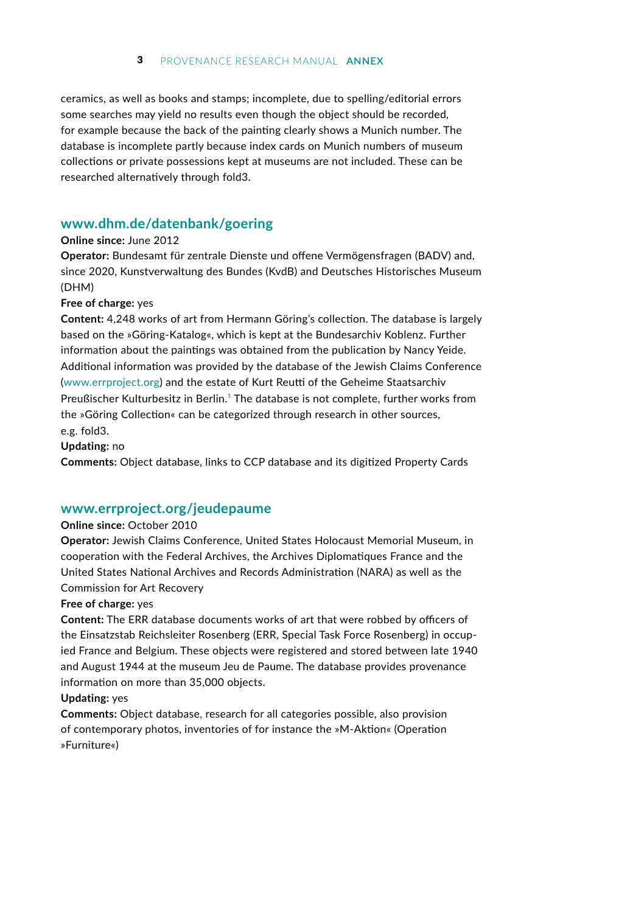ceramics, as well as books and stamps; incomplete, due to spelling/editorial errors some searches may yield no results even though the object should be recorded, for example because the back of the painting clearly shows a Munich number. The database is incomplete partly because index cards on Munich numbers of museum collections or private possessions kept at museums are not included. These can be researched alternatively through fold3.

## www.dhm.de/datenbank/goering

**Online since:** June 2012

**Operator:** Bundesamt für zentrale Dienste und offene Vermögensfragen (BADV) and, since 2020, Kunstverwaltung des Bundes (KvdB) and Deutsches Historisches Museum (DHM)

**Free of charge:** yes

**Content:** 4,248 works of art from Hermann Göring's collection. The database is largely based on the »Göring-Katalog«, which is kept at the Bundesarchiv Koblenz. Further information about the paintings was obtained from the publication by Nancy Yeide. Additional information was provided by the database of the Jewish Claims Conference (www.errproject.org) and the estate of Kurt Reutti of the Geheime Staatsarchiv Preußischer Kulturbesitz in Berlin.[1] The database is not complete, further works from the »Göring Collection« can be categorized through research in other sources, e.g. fold3.

**Updating:** no

**Comments:** Object database, links to CCP database and its digitized Property Cards

## www.errproject.org/jeudepaume

**Online since:** October 2010

**Operator:** Jewish Claims Conference, United States Holocaust Memorial Museum, in cooperation with the Federal Archives, the Archives Diplomatiques France and the United States National Archives and Records Administration (NARA) as well as the Commission for Art Recovery

**Free of charge:** yes

**Content:** The ERR database documents works of art that were robbed by officers of the Einsatzstab Reichsleiter Rosenberg (ERR, Special Task Force Rosenberg) in occupied France and Belgium. These objects were registered and stored between late 1940 and August 1944 at the museum Jeu de Paume. The database provides provenance information on more than 35,000 objects.

**Updating:** yes

**Comments:** Object database, research for all categories possible, also provision of contemporary photos, inventories of for instance the »M-Aktion« (Operation »Furniture«)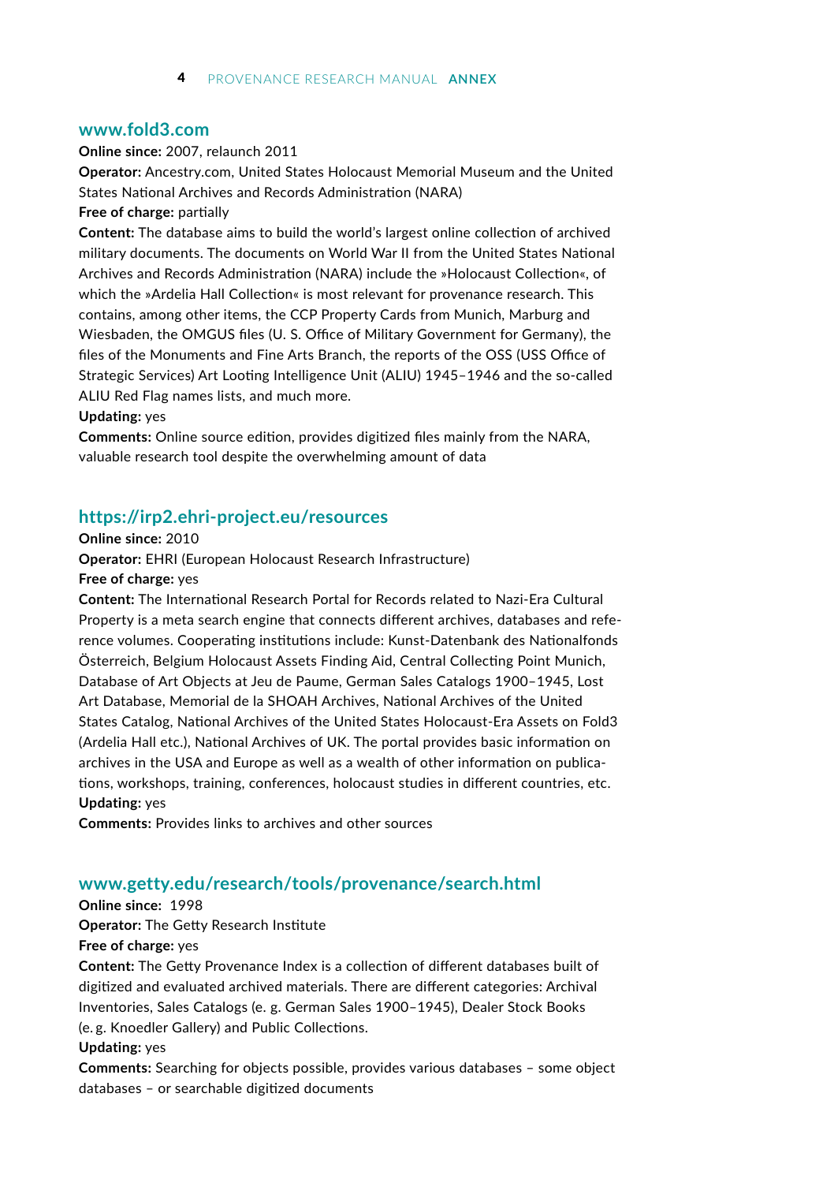## www.fold3.com

**Online since:** 2007, relaunch 2011

**Operator:** Ancestry.com, United States Holocaust Memorial Museum and the United States National Archives and Records Administration (NARA)

**Free of charge:** partially

**Content:** The database aims to build the world's largest online collection of archived military documents. The documents on World War II from the United States National Archives and Records Administration (NARA) include the »Holocaust Collection«, of which the »Ardelia Hall Collection« is most relevant for provenance research. This contains, among other items, the CCP Property Cards from Munich, Marburg and Wiesbaden, the OMGUS files (U. S. Office of Military Government for Germany), the files of the Monuments and Fine Arts Branch, the reports of the OSS (USS Office of Strategic Services) Art Looting Intelligence Unit (ALIU) 1945–1946 and the so-called ALIU Red Flag names lists, and much more.

**Updating:** yes

**Comments:** Online source edition, provides digitized files mainly from the NARA, valuable research tool despite the overwhelming amount of data

## https://irp2.ehri-project.eu/resources

**Online since:** 2010

**Operator:** EHRI (European Holocaust Research Infrastructure)

**Free of charge:** yes

**Content:** The International Research Portal for Records related to Nazi-Era Cultural Property is a meta search engine that connects different archives, databases and reference volumes. Cooperating institutions include: Kunst-Datenbank des Nationalfonds Österreich, Belgium Holocaust Assets Finding Aid, Central Collecting Point Munich, Database of Art Objects at Jeu de Paume, German Sales Catalogs 1900–1945, Lost Art Database, Memorial de la SHOAH Archives, National Archives of the United States Catalog, National Archives of the United States Holocaust-Era Assets on Fold3 (Ardelia Hall etc.), National Archives of UK. The portal provides basic information on archives in the USA and Europe as well as a wealth of other information on publications, workshops, training, conferences, holocaust studies in different countries, etc.

**Updating:** yes

**Comments:** Provides links to archives and other sources

## www.getty.edu/research/tools/provenance/search.html

**Online since:** 1998

**Operator:** The Getty Research Institute

**Free of charge:** yes

**Content:** The Getty Provenance Index is a collection of different databases built of digitized and evaluated archived materials. There are different categories: Archival Inventories, Sales Catalogs (e. g. German Sales 1900–1945), Dealer Stock Books (e. g. Knoedler Gallery) and Public Collections.

**Updating:** yes

**Comments:** Searching for objects possible, provides various databases – some object databases – or searchable digitized documents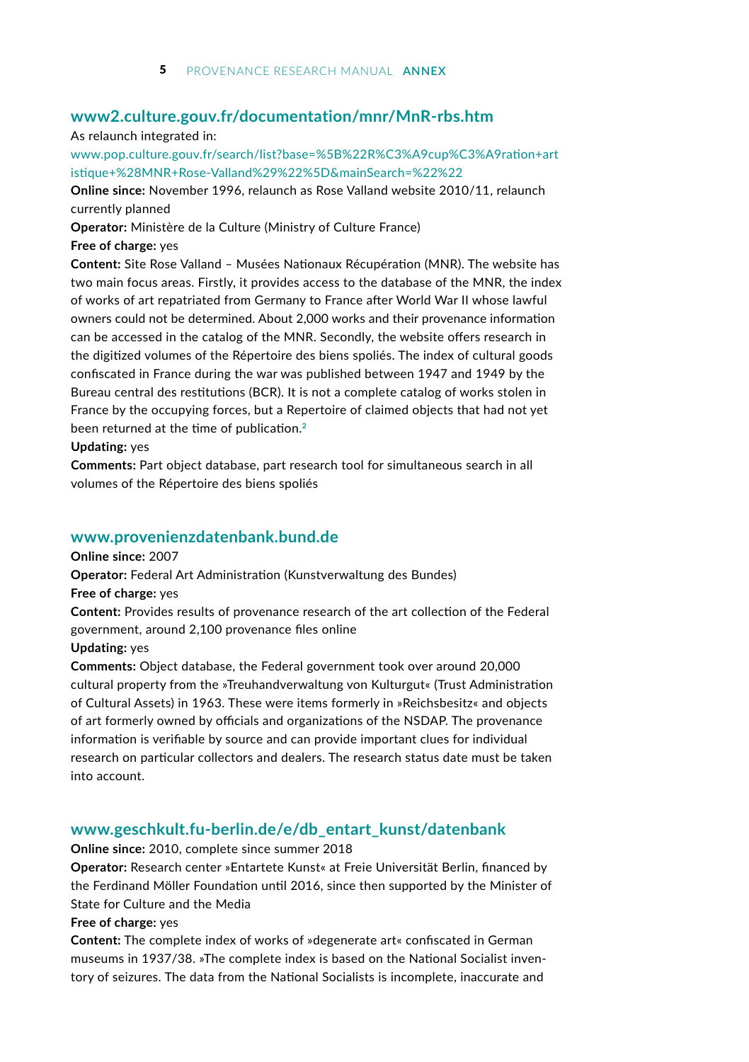## www2.culture.gouv.fr/documentation/mnr/MnR-rbs.htm

As relaunch integrated in:

www.pop.culture.gouv.fr/search/list?base=%5B%22R%C3%A9cup%C3%A9ration+artistique+%28MNR+Rose-Valland%29%22%5D&mainSearch=%22%22

**Online since:** November 1996, relaunch as Rose Valland website 2010/11, relaunch currently planned

**Operator:** Ministère de la Culture (Ministry of Culture France)

**Free of charge:** yes

**Content:** Site Rose Valland – Musées Nationaux Récupération (MNR). The website has two main focus areas. Firstly, it provides access to the database of the MNR, the index of works of art repatriated from Germany to France after World War II whose lawful owners could not be determined. About 2,000 works and their provenance information can be accessed in the catalog of the MNR. Secondly, the website offers research in the digitized volumes of the Répertoire des biens spoliés. The index of cultural goods confiscated in France during the war was published between 1947 and 1949 by the Bureau central des restitutions (BCR). It is not a complete catalog of works stolen in France by the occupying forces, but a Repertoire of claimed objects that had not yet been returned at the time of publication.[2]

**Updating:** yes

**Comments:** Part object database, part research tool for simultaneous search in all volumes of the Répertoire des biens spoliés

## www.provenienzdatenbank.bund.de

**Online since:** 2007

**Operator:** Federal Art Administration (Kunstverwaltung des Bundes)

**Free of charge:** yes

**Content:** Provides results of provenance research of the art collection of the Federal government, around 2,100 provenance files online

**Updating:** yes

**Comments:** Object database, the Federal government took over around 20,000 cultural property from the »Treuhandverwaltung von Kulturgut« (Trust Administration of Cultural Assets) in 1963. These were items formerly in »Reichsbesitz« and objects of art formerly owned by officials and organizations of the NSDAP. The provenance information is verifiable by source and can provide important clues for individual research on particular collectors and dealers. The research status date must be taken into account.

## www.geschkult.fu-berlin.de/e/db_entart_kunst/datenbank

**Online since:** 2010, complete since summer 2018

**Operator:** Research center »Entartete Kunst« at Freie Universität Berlin, financed by the Ferdinand Möller Foundation until 2016, since then supported by the Minister of State for Culture and the Media

**Free of charge:** yes

**Content:** The complete index of works of »degenerate art« confiscated in German museums in 1937/38. »The complete index is based on the National Socialist inventory of seizures. The data from the National Socialists is incomplete, inaccurate and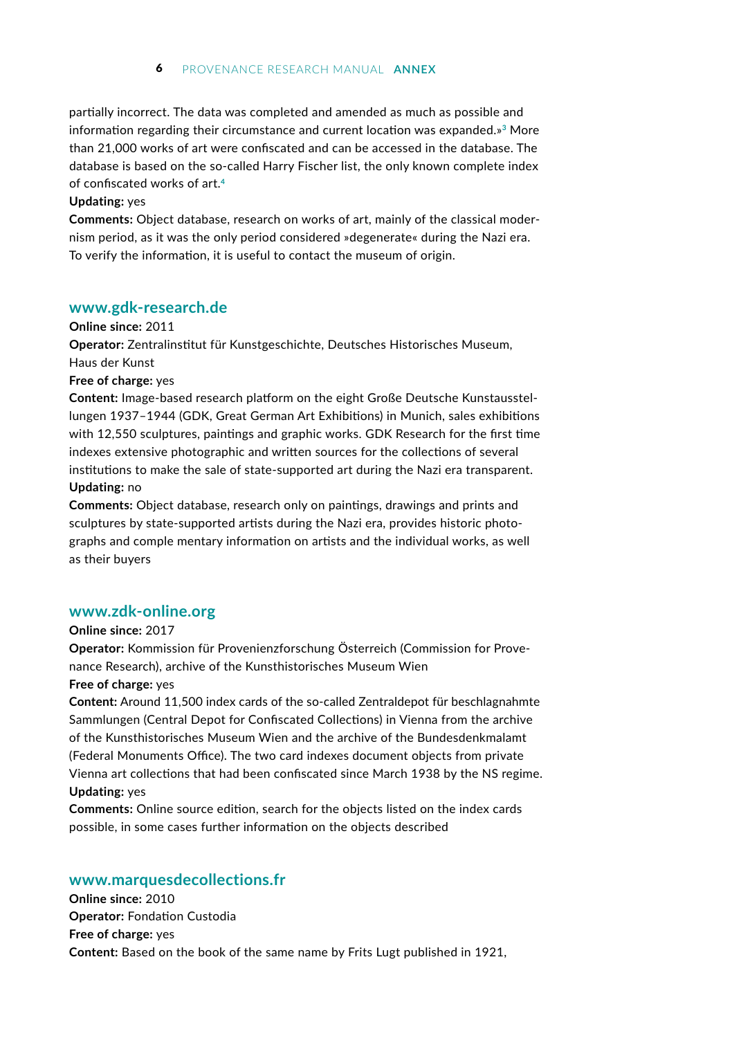partially incorrect. The data was completed and amended as much as possible and information regarding their circumstance and current location was expanded.»[3] More than 21,000 works of art were confiscated and can be accessed in the database. The database is based on the so-called Harry Fischer list, the only known complete index of confiscated works of art.[4]

**Updating:** yes

**Comments:** Object database, research on works of art, mainly of the classical modernism period, as it was the only period considered »degenerate« during the Nazi era. To verify the information, it is useful to contact the museum of origin.

## www.gdk-research.de

**Online since:** 2011

**Operator:** Zentralinstitut für Kunstgeschichte, Deutsches Historisches Museum, Haus der Kunst

**Free of charge:** yes

**Content:** Image-based research platform on the eight Große Deutsche Kunstausstellungen 1937–1944 (GDK, Great German Art Exhibitions) in Munich, sales exhibitions with 12,550 sculptures, paintings and graphic works. GDK Research for the first time indexes extensive photographic and written sources for the collections of several institutions to make the sale of state-supported art during the Nazi era transparent.

**Updating:** no

**Comments:** Object database, research only on paintings, drawings and prints and sculptures by state-supported artists during the Nazi era, provides historic photographs and comple mentary information on artists and the individual works, as well as their buyers

## www.zdk-online.org

**Online since:** 2017

**Operator:** Kommission für Provenienzforschung Österreich (Commission for Provenance Research), archive of the Kunsthistorisches Museum Wien

**Free of charge:** yes

**Content:** Around 11,500 index cards of the so-called Zentraldepot für beschlagnahmte Sammlungen (Central Depot for Confiscated Collections) in Vienna from the archive of the Kunsthistorisches Museum Wien and the archive of the Bundesdenkmalamt (Federal Monuments Office). The two card indexes document objects from private Vienna art collections that had been confiscated since March 1938 by the NS regime.

**Updating:** yes

**Comments:** Online source edition, search for the objects listed on the index cards possible, in some cases further information on the objects described

## www.marquesdecollections.fr

**Online since:** 2010

**Operator:** Fondation Custodia

**Free of charge:** yes

**Content:** Based on the book of the same name by Frits Lugt published in 1921,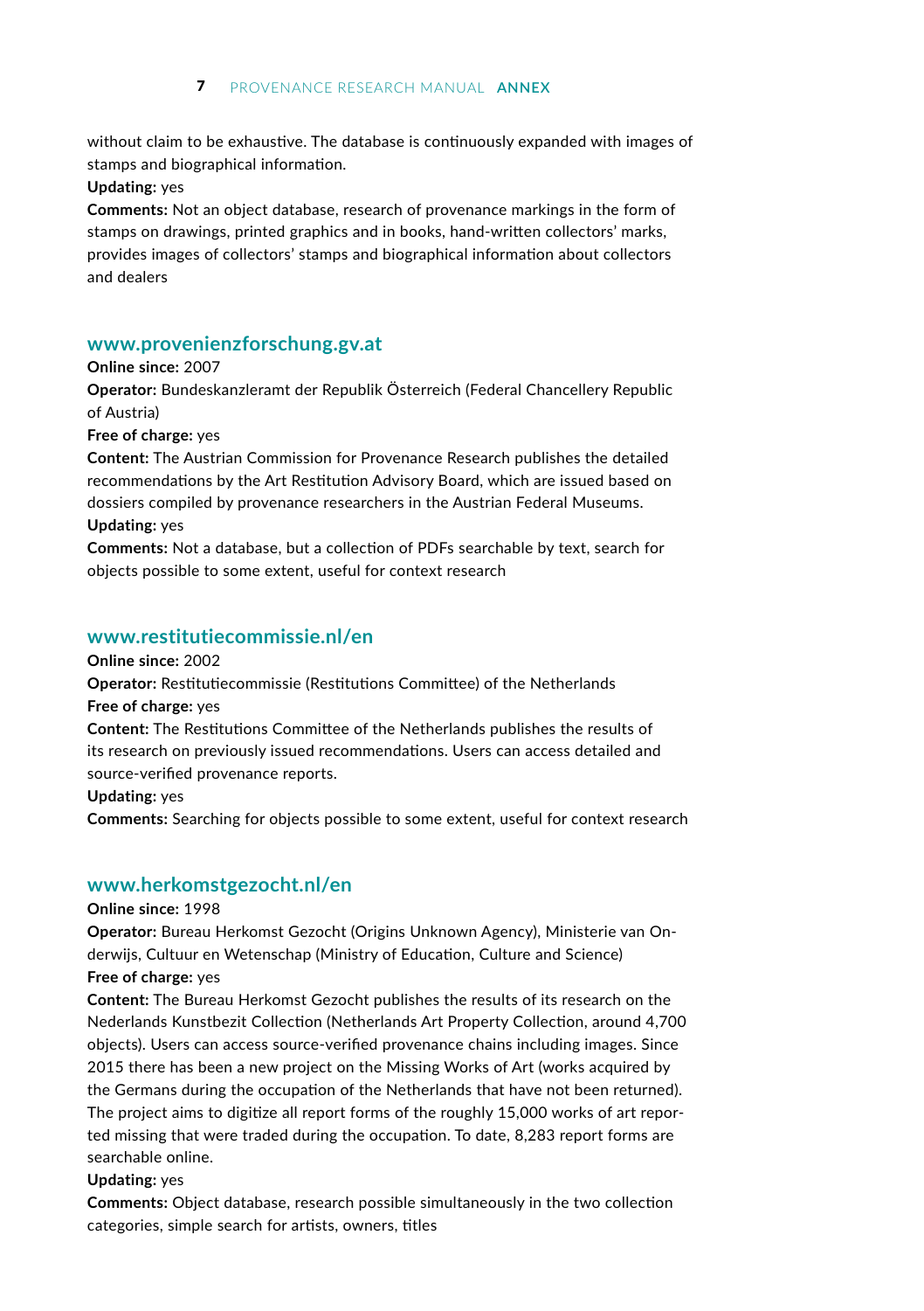without claim to be exhaustive. The database is continuously expanded with images of stamps and biographical information.

**Updating:** yes

**Comments:** Not an object database, research of provenance markings in the form of stamps on drawings, printed graphics and in books, hand-written collectors' marks, provides images of collectors' stamps and biographical information about collectors and dealers

### www.provenienzforschung.gv.at

**Online since:** 2007

**Operator:** Bundeskanzleramt der Republik Österreich (Federal Chancellery Republic of Austria)

**Free of charge:** yes

**Content:** The Austrian Commission for Provenance Research publishes the detailed recommendations by the Art Restitution Advisory Board, which are issued based on dossiers compiled by provenance researchers in the Austrian Federal Museums.

**Updating:** yes

**Comments:** Not a database, but a collection of PDFs searchable by text, search for objects possible to some extent, useful for context research

### www.restitutiecommissie.nl/en

**Online since:** 2002

**Operator:** Restitutiecommissie (Restitutions Committee) of the Netherlands

**Free of charge:** yes

**Content:** The Restitutions Committee of the Netherlands publishes the results of its research on previously issued recommendations. Users can access detailed and source-verified provenance reports.

**Updating:** yes

**Comments:** Searching for objects possible to some extent, useful for context research

### www.herkomstgezocht.nl/en

**Online since:** 1998

**Operator:** Bureau Herkomst Gezocht (Origins Unknown Agency), Ministerie van Onderwijs, Cultuur en Wetenschap (Ministry of Education, Culture and Science)

**Free of charge:** yes

**Content:** The Bureau Herkomst Gezocht publishes the results of its research on the Nederlands Kunstbezit Collection (Netherlands Art Property Collection, around 4,700 objects). Users can access source-verified provenance chains including images. Since 2015 there has been a new project on the Missing Works of Art (works acquired by the Germans during the occupation of the Netherlands that have not been returned). The project aims to digitize all report forms of the roughly 15,000 works of art reported missing that were traded during the occupation. To date, 8,283 report forms are searchable online.

**Updating:** yes

**Comments:** Object database, research possible simultaneously in the two collection categories, simple search for artists, owners, titles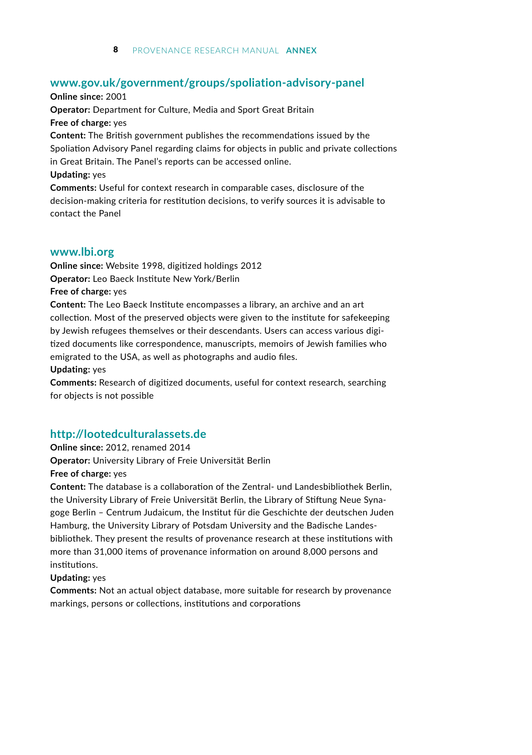## www.gov.uk/government/groups/spoliation-advisory-panel

**Online since:** 2001
**Operator:** Department for Culture, Media and Sport Great Britain
**Free of charge:** yes
**Content:** The British government publishes the recommendations issued by the Spoliation Advisory Panel regarding claims for objects in public and private collections in Great Britain. The Panel's reports can be accessed online.
**Updating:** yes
**Comments:** Useful for context research in comparable cases, disclosure of the decision-making criteria for restitution decisions, to verify sources it is advisable to contact the Panel

## www.lbi.org

**Online since:** Website 1998, digitized holdings 2012
**Operator:** Leo Baeck Institute New York/Berlin
**Free of charge:** yes
**Content:** The Leo Baeck Institute encompasses a library, an archive and an art collection. Most of the preserved objects were given to the institute for safekeeping by Jewish refugees themselves or their descendants. Users can access various digitized documents like correspondence, manuscripts, memoirs of Jewish families who emigrated to the USA, as well as photographs and audio files.
**Updating:** yes
**Comments:** Research of digitized documents, useful for context research, searching for objects is not possible

## http://lootedculturalassets.de

**Online since:** 2012, renamed 2014
**Operator:** University Library of Freie Universität Berlin
**Free of charge:** yes
**Content:** The database is a collaboration of the Zentral- und Landesbibliothek Berlin, the University Library of Freie Universität Berlin, the Library of Stiftung Neue Synagoge Berlin – Centrum Judaicum, the Institut für die Geschichte der deutschen Juden Hamburg, the University Library of Potsdam University and the Badische Landesbibliothek. They present the results of provenance research at these institutions with more than 31,000 items of provenance information on around 8,000 persons and institutions.
**Updating:** yes
**Comments:** Not an actual object database, more suitable for research by provenance markings, persons or collections, institutions and corporations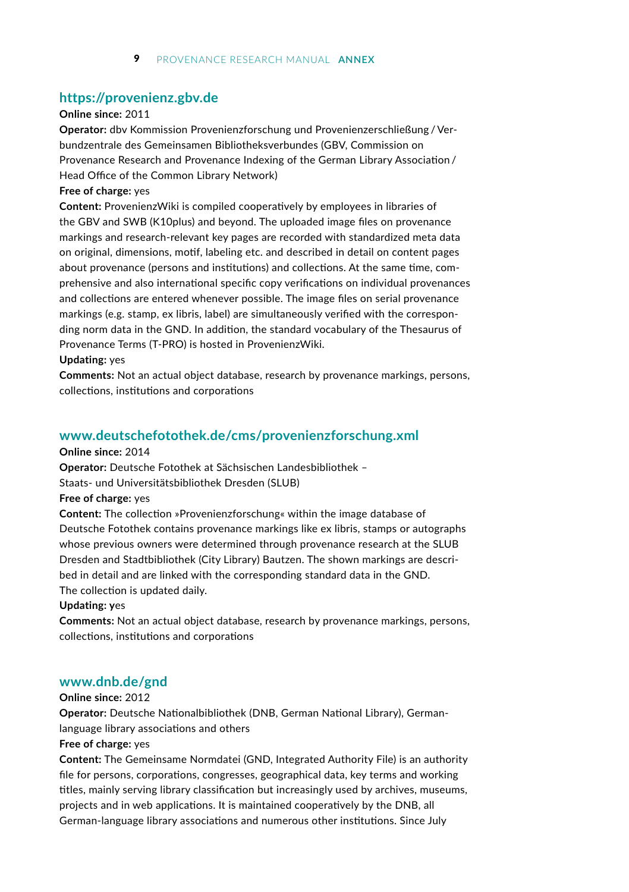## https://provenienz.gbv.de

**Online since:** 2011

**Operator:** dbv Kommission Provenienzforschung und Provenienzerschließung / Verbundzentrale des Gemeinsamen Bibliotheksverbundes (GBV, Commission on Provenance Research and Provenance Indexing of the German Library Association / Head Office of the Common Library Network)

**Free of charge:** yes

**Content:** ProvenienzWiki is compiled cooperatively by employees in libraries of the GBV and SWB (K10plus) and beyond. The uploaded image files on provenance markings and research-relevant key pages are recorded with standardized meta data on original, dimensions, motif, labeling etc. and described in detail on content pages about provenance (persons and institutions) and collections. At the same time, comprehensive and also international specific copy verifications on individual provenances and collections are entered whenever possible. The image files on serial provenance markings (e.g. stamp, ex libris, label) are simultaneously verified with the corresponding norm data in the GND. In addition, the standard vocabulary of the Thesaurus of Provenance Terms (T-PRO) is hosted in ProvenienzWiki.

**Updating:** yes

**Comments:** Not an actual object database, research by provenance markings, persons, collections, institutions and corporations

## www.deutschefotothek.de/cms/provenienzforschung.xml

**Online since:** 2014

**Operator:** Deutsche Fotothek at Sächsischen Landesbibliothek – Staats- und Universitätsbibliothek Dresden (SLUB)

**Free of charge:** yes

**Content:** The collection »Provenienzforschung« within the image database of Deutsche Fotothek contains provenance markings like ex libris, stamps or autographs whose previous owners were determined through provenance research at the SLUB Dresden and Stadtbibliothek (City Library) Bautzen. The shown markings are described in detail and are linked with the corresponding standard data in the GND. The collection is updated daily.

**Updating: y**es

**Comments:** Not an actual object database, research by provenance markings, persons, collections, institutions and corporations

## www.dnb.de/gnd

**Online since:** 2012

**Operator:** Deutsche Nationalbibliothek (DNB, German National Library), German-language library associations and others

**Free of charge:** yes

**Content:** The Gemeinsame Normdatei (GND, Integrated Authority File) is an authority file for persons, corporations, congresses, geographical data, key terms and working titles, mainly serving library classification but increasingly used by archives, museums, projects and in web applications. It is maintained cooperatively by the DNB, all German-language library associations and numerous other institutions. Since July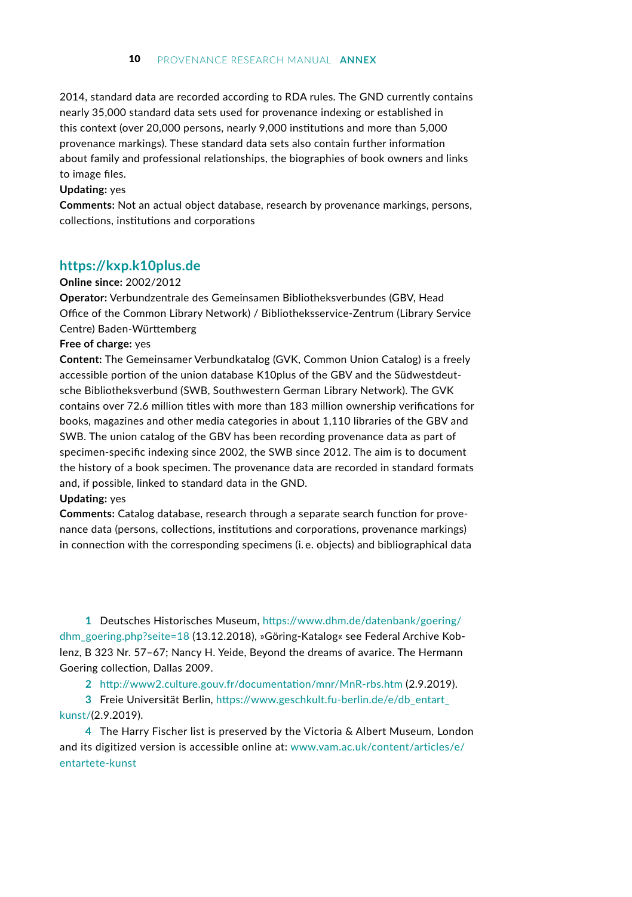2014, standard data are recorded according to RDA rules. The GND currently contains nearly 35,000 standard data sets used for provenance indexing or established in this context (over 20,000 persons, nearly 9,000 institutions and more than 5,000 provenance markings). These standard data sets also contain further information about family and professional relationships, the biographies of book owners and links to image files.

**Updating:** yes

**Comments:** Not an actual object database, research by provenance markings, persons, collections, institutions and corporations

### https://kxp.k10plus.de

**Online since:** 2002/2012

**Operator:** Verbundzentrale des Gemeinsamen Bibliotheksverbundes (GBV, Head Office of the Common Library Network) / Bibliotheksservice-Zentrum (Library Service Centre) Baden-Württemberg

**Free of charge:** yes

**Content:** The Gemeinsamer Verbundkatalog (GVK, Common Union Catalog) is a freely accessible portion of the union database K10plus of the GBV and the Südwestdeutsche Bibliotheksverbund (SWB, Southwestern German Library Network). The GVK contains over 72.6 million titles with more than 183 million ownership verifications for books, magazines and other media categories in about 1,110 libraries of the GBV and SWB. The union catalog of the GBV has been recording provenance data as part of specimen-specific indexing since 2002, the SWB since 2012. The aim is to document the history of a book specimen. The provenance data are recorded in standard formats and, if possible, linked to standard data in the GND.

**Updating:** yes

**Comments:** Catalog database, research through a separate search function for provenance data (persons, collections, institutions and corporations, provenance markings) in connection with the corresponding specimens (i.e. objects) and bibliographical data

---

1 Deutsches Historisches Museum, https://www.dhm.de/datenbank/goering/dhm_goering.php?seite=18 (13.12.2018), »Göring-Katalog« see Federal Archive Koblenz, B 323 Nr. 57–67; Nancy H. Yeide, Beyond the dreams of avarice. The Hermann Goering collection, Dallas 2009.

2 http://www2.culture.gouv.fr/documentation/mnr/MnR-rbs.htm (2.9.2019).

3 Freie Universität Berlin, https://www.geschkult.fu-berlin.de/e/db_entart_kunst/(2.9.2019).

4 The Harry Fischer list is preserved by the Victoria & Albert Museum, London and its digitized version is accessible online at: www.vam.ac.uk/content/articles/e/entartete-kunst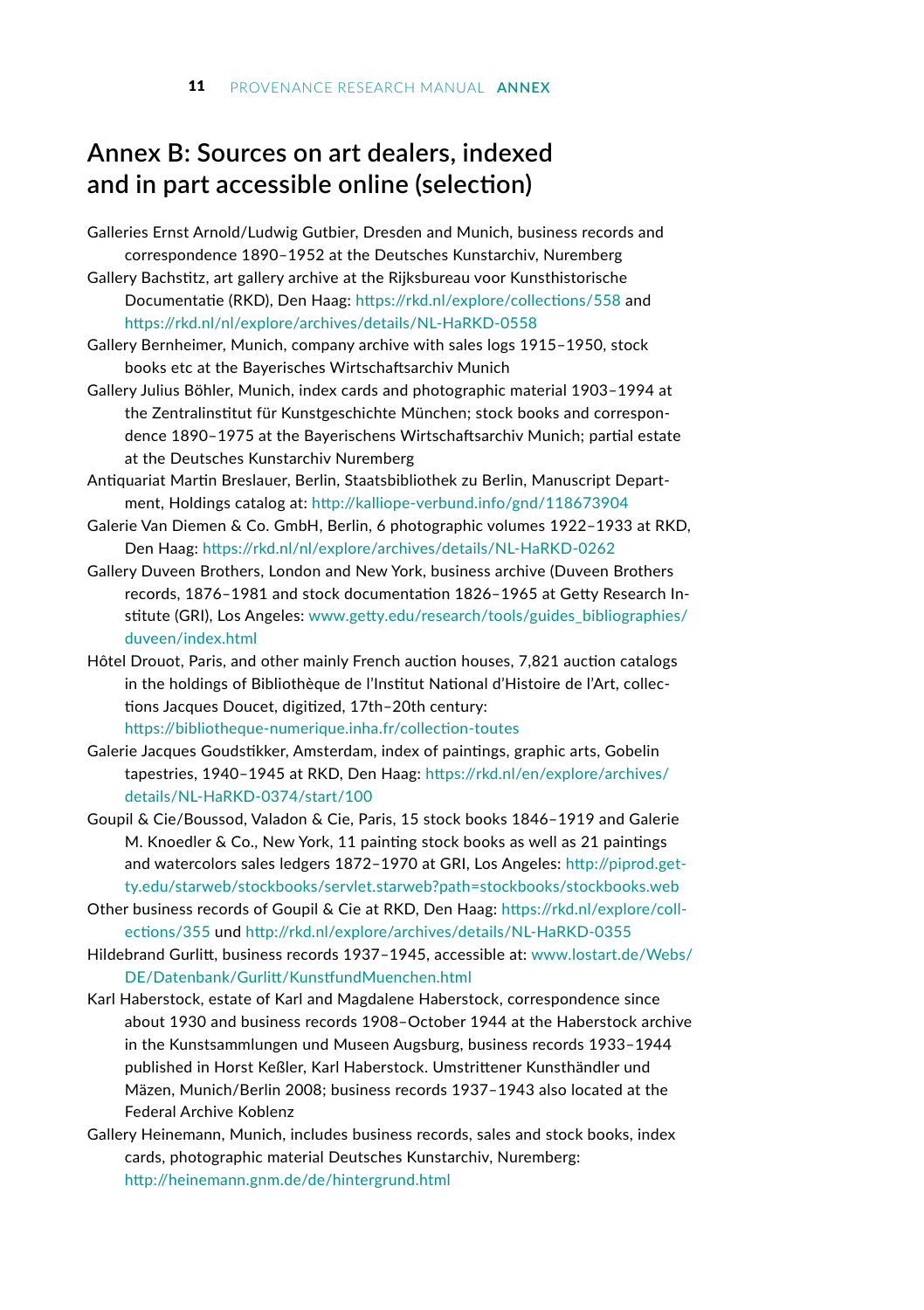## Annex B: Sources on art dealers, indexed and in part accessible online (selection)

Galleries Ernst Arnold/Ludwig Gutbier, Dresden and Munich, business records and correspondence 1890–1952 at the Deutsches Kunstarchiv, Nuremberg

Gallery Bachstitz, art gallery archive at the Rijksbureau voor Kunsthistorische Documentatie (RKD), Den Haag: https://rkd.nl/explore/collections/558 and https://rkd.nl/nl/explore/archives/details/NL-HaRKD-0558

Gallery Bernheimer, Munich, company archive with sales logs 1915–1950, stock books etc at the Bayerisches Wirtschaftsarchiv Munich

Gallery Julius Böhler, Munich, index cards and photographic material 1903–1994 at the Zentralinstitut für Kunstgeschichte München; stock books and correspondence 1890–1975 at the Bayerischens Wirtschaftsarchiv Munich; partial estate at the Deutsches Kunstarchiv Nuremberg

Antiquariat Martin Breslauer, Berlin, Staatsbibliothek zu Berlin, Manuscript Department, Holdings catalog at: http://kalliope-verbund.info/gnd/118673904

Galerie Van Diemen & Co. GmbH, Berlin, 6 photographic volumes 1922–1933 at RKD, Den Haag: https://rkd.nl/nl/explore/archives/details/NL-HaRKD-0262

Gallery Duveen Brothers, London and New York, business archive (Duveen Brothers records, 1876–1981 and stock documentation 1826–1965 at Getty Research Institute (GRI), Los Angeles: www.getty.edu/research/tools/guides_bibliographies/duveen/index.html

Hôtel Drouot, Paris, and other mainly French auction houses, 7,821 auction catalogs in the holdings of Bibliothèque de l'Institut National d'Histoire de l'Art, collections Jacques Doucet, digitized, 17th–20th century: https://bibliotheque-numerique.inha.fr/collection-toutes

Galerie Jacques Goudstikker, Amsterdam, index of paintings, graphic arts, Gobelin tapestries, 1940–1945 at RKD, Den Haag: https://rkd.nl/en/explore/archives/details/NL-HaRKD-0374/start/100

Goupil & Cie/Boussod, Valadon & Cie, Paris, 15 stock books 1846–1919 and Galerie M. Knoedler & Co., New York, 11 painting stock books as well as 21 paintings and watercolors sales ledgers 1872–1970 at GRI, Los Angeles: http://piprod.getty.edu/starweb/stockbooks/servlet.starweb?path=stockbooks/stockbooks.web

Other business records of Goupil & Cie at RKD, Den Haag: https://rkd.nl/explore/collections/355 und http://rkd.nl/explore/archives/details/NL-HaRKD-0355

Hildebrand Gurlitt, business records 1937–1945, accessible at: www.lostart.de/Webs/DE/Datenbank/Gurlitt/KunstfundMuenchen.html

Karl Haberstock, estate of Karl and Magdalene Haberstock, correspondence since about 1930 and business records 1908–October 1944 at the Haberstock archive in the Kunstsammlungen und Museen Augsburg, business records 1933–1944 published in Horst Keßler, Karl Haberstock. Umstrittener Kunsthändler und Mäzen, Munich/Berlin 2008; business records 1937–1943 also located at the Federal Archive Koblenz

Gallery Heinemann, Munich, includes business records, sales and stock books, index cards, photographic material Deutsches Kunstarchiv, Nuremberg: http://heinemann.gnm.de/de/hintergrund.html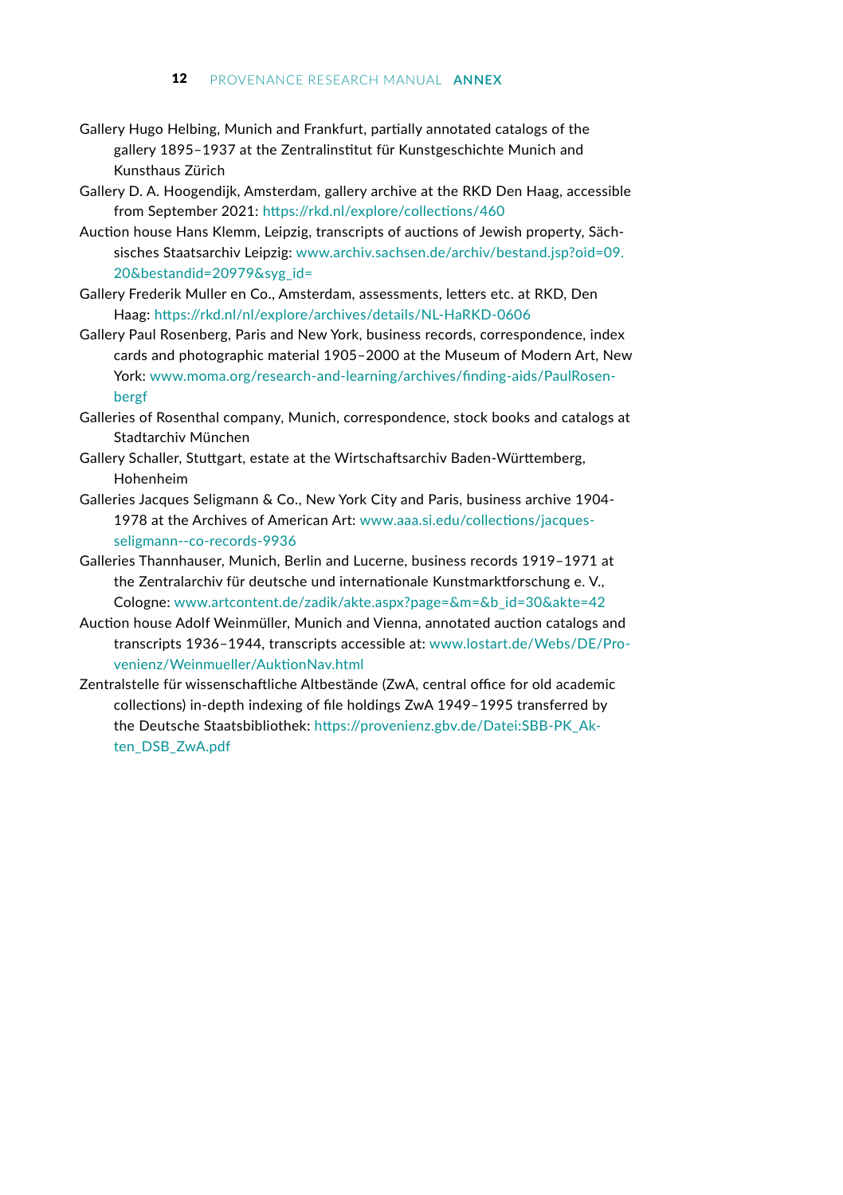Gallery Hugo Helbing, Munich and Frankfurt, partially annotated catalogs of the gallery 1895–1937 at the Zentralinstitut für Kunstgeschichte Munich and Kunsthaus Zürich

Gallery D. A. Hoogendijk, Amsterdam, gallery archive at the RKD Den Haag, accessible from September 2021: https://rkd.nl/explore/collections/460

Auction house Hans Klemm, Leipzig, transcripts of auctions of Jewish property, Sächsisches Staatsarchiv Leipzig: www.archiv.sachsen.de/archiv/bestand.jsp?oid=09.20&bestandid=20979&syg_id=

Gallery Frederik Muller en Co., Amsterdam, assessments, letters etc. at RKD, Den Haag: https://rkd.nl/nl/explore/archives/details/NL-HaRKD-0606

Gallery Paul Rosenberg, Paris and New York, business records, correspondence, index cards and photographic material 1905–2000 at the Museum of Modern Art, New York: www.moma.org/research-and-learning/archives/finding-aids/PaulRosenbergf

Galleries of Rosenthal company, Munich, correspondence, stock books and catalogs at Stadtarchiv München

Gallery Schaller, Stuttgart, estate at the Wirtschaftsarchiv Baden-Württemberg, Hohenheim

Galleries Jacques Seligmann & Co., New York City and Paris, business archive 1904-1978 at the Archives of American Art: www.aaa.si.edu/collections/jacques-seligmann--co-records-9936

Galleries Thannhauser, Munich, Berlin and Lucerne, business records 1919–1971 at the Zentralarchiv für deutsche und internationale Kunstmarktforschung e. V., Cologne: www.artcontent.de/zadik/akte.aspx?page=&m=&b_id=30&akte=42

Auction house Adolf Weinmüller, Munich and Vienna, annotated auction catalogs and transcripts 1936–1944, transcripts accessible at: www.lostart.de/Webs/DE/Provenienz/Weinmueller/AuktionNav.html

Zentralstelle für wissenschaftliche Altbestände (ZwA, central office for old academic collections) in-depth indexing of file holdings ZwA 1949–1995 transferred by the Deutsche Staatsbibliothek: https://provenienz.gbv.de/Datei:SBB-PK_Akten_DSB_ZwA.pdf